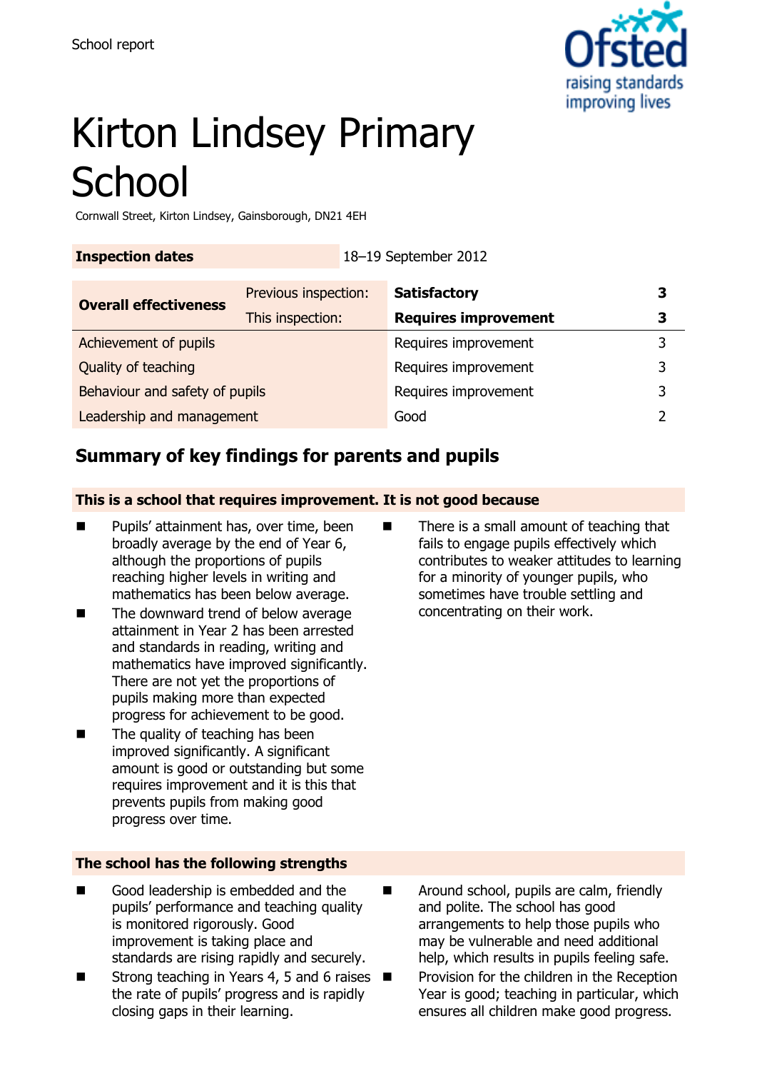School report

# Kirton Lindsey Primary School

Cornwall Street, Kirton Lindsey, Gainsborough, DN21 4EH

| **Inspection dates** | | 18–19 September 2012 | |
|---|---|---|---|
| **Overall effectiveness** | Previous inspection: | **Satisfactory** | **3** |
| | This inspection: | **Requires improvement** | **3** |
| Achievement of pupils | | Requires improvement | 3 |
| Quality of teaching | | Requires improvement | 3 |
| Behaviour and safety of pupils | | Requires improvement | 3 |
| Leadership and management | | Good | 2 |

## Summary of key findings for parents and pupils

### This is a school that requires improvement. It is not good because

- Pupils' attainment has, over time, been broadly average by the end of Year 6, although the proportions of pupils reaching higher levels in writing and mathematics has been below average.
- The downward trend of below average attainment in Year 2 has been arrested and standards in reading, writing and mathematics have improved significantly. There are not yet the proportions of pupils making more than expected progress for achievement to be good.
- The quality of teaching has been improved significantly. A significant amount is good or outstanding but some requires improvement and it is this that prevents pupils from making good progress over time.
- There is a small amount of teaching that fails to engage pupils effectively which contributes to weaker attitudes to learning for a minority of younger pupils, who sometimes have trouble settling and concentrating on their work.

### The school has the following strengths

- Good leadership is embedded and the pupils' performance and teaching quality is monitored rigorously. Good improvement is taking place and standards are rising rapidly and securely.
- Strong teaching in Years 4, 5 and 6 raises the rate of pupils' progress and is rapidly closing gaps in their learning.
- Around school, pupils are calm, friendly and polite. The school has good arrangements to help those pupils who may be vulnerable and need additional help, which results in pupils feeling safe.
- Provision for the children in the Reception Year is good; teaching in particular, which ensures all children make good progress.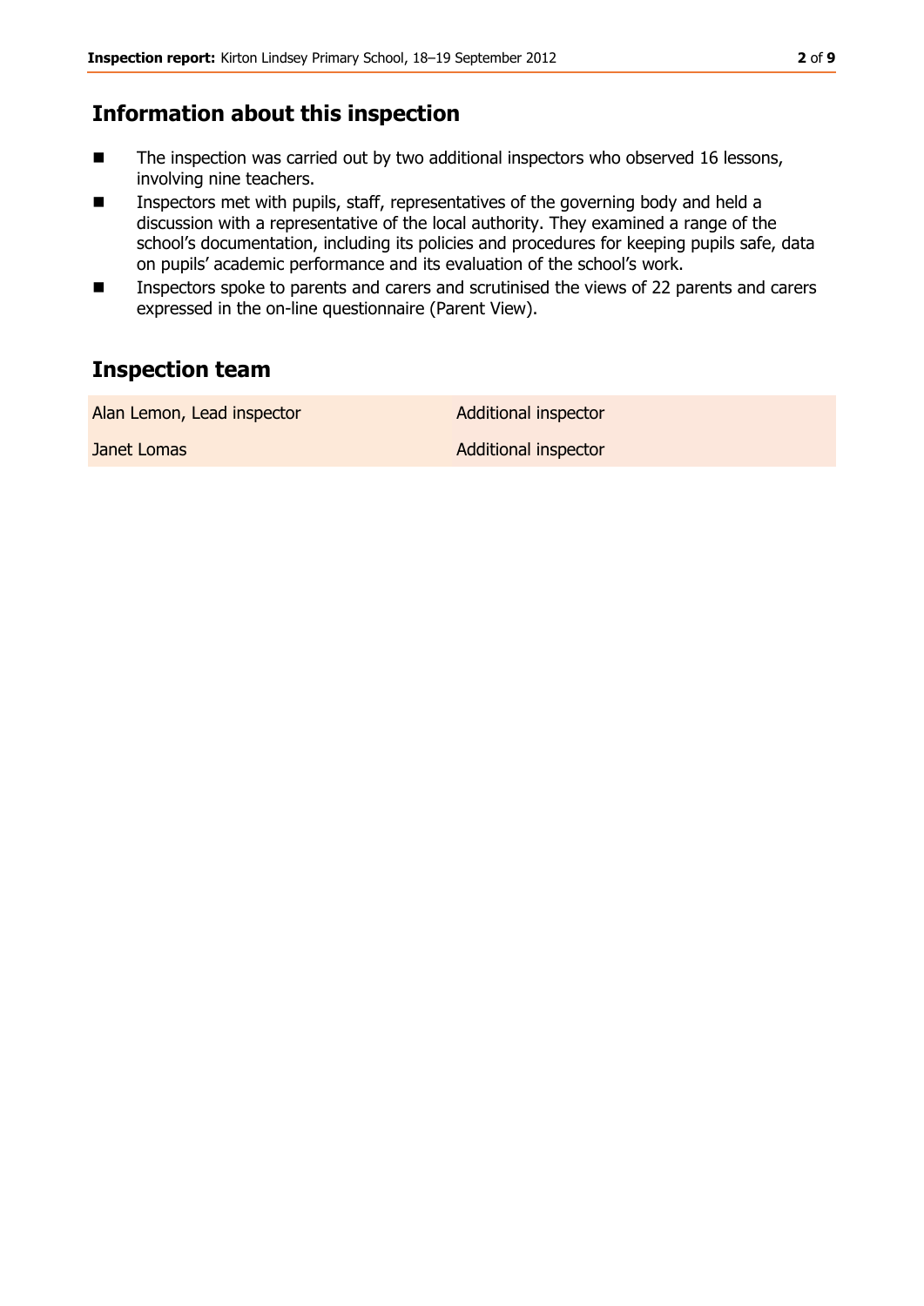## Information about this inspection

- The inspection was carried out by two additional inspectors who observed 16 lessons, involving nine teachers.
- Inspectors met with pupils, staff, representatives of the governing body and held a discussion with a representative of the local authority. They examined a range of the school's documentation, including its policies and procedures for keeping pupils safe, data on pupils' academic performance and its evaluation of the school's work.
- Inspectors spoke to parents and carers and scrutinised the views of 22 parents and carers expressed in the on-line questionnaire (Parent View).

## Inspection team

| | |
|---|---|
| Alan Lemon, Lead inspector | Additional inspector |
| Janet Lomas | Additional inspector |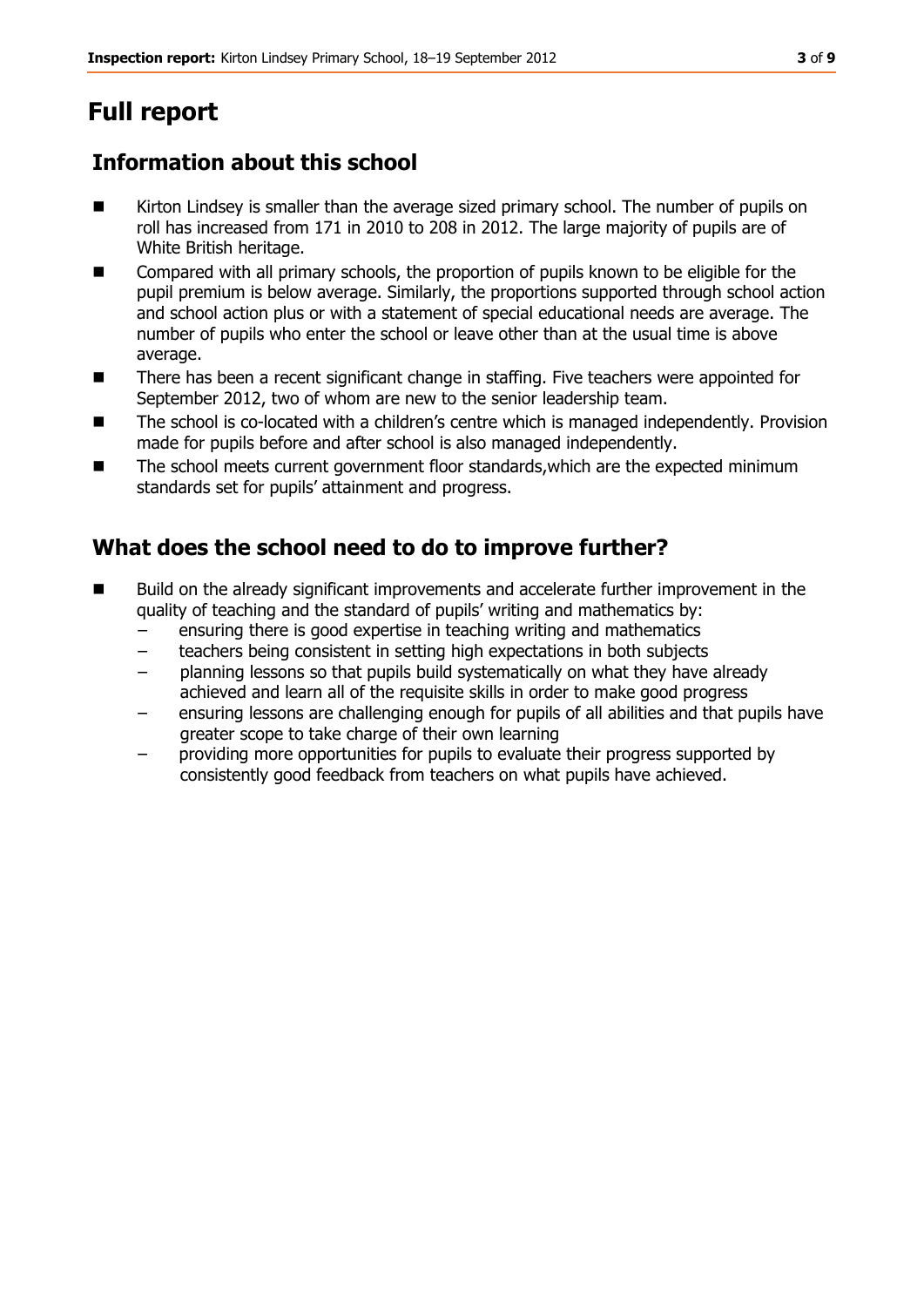# Full report

## Information about this school

- Kirton Lindsey is smaller than the average sized primary school. The number of pupils on roll has increased from 171 in 2010 to 208 in 2012. The large majority of pupils are of White British heritage.
- Compared with all primary schools, the proportion of pupils known to be eligible for the pupil premium is below average. Similarly, the proportions supported through school action and school action plus or with a statement of special educational needs are average. The number of pupils who enter the school or leave other than at the usual time is above average.
- There has been a recent significant change in staffing. Five teachers were appointed for September 2012, two of whom are new to the senior leadership team.
- The school is co-located with a children's centre which is managed independently. Provision made for pupils before and after school is also managed independently.
- The school meets current government floor standards,which are the expected minimum standards set for pupils' attainment and progress.

## What does the school need to do to improve further?

- Build on the already significant improvements and accelerate further improvement in the quality of teaching and the standard of pupils' writing and mathematics by:
  - ensuring there is good expertise in teaching writing and mathematics
  - teachers being consistent in setting high expectations in both subjects
  - planning lessons so that pupils build systematically on what they have already achieved and learn all of the requisite skills in order to make good progress
  - ensuring lessons are challenging enough for pupils of all abilities and that pupils have greater scope to take charge of their own learning
  - providing more opportunities for pupils to evaluate their progress supported by consistently good feedback from teachers on what pupils have achieved.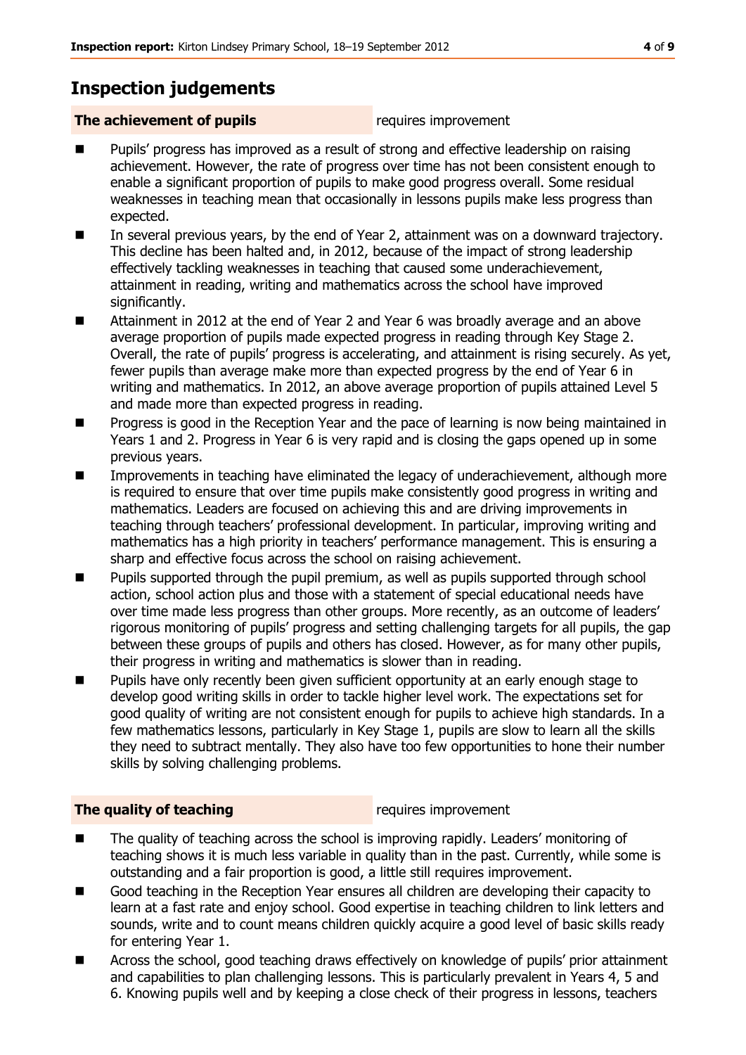## Inspection judgements

**The achievement of pupils** requires improvement

- Pupils' progress has improved as a result of strong and effective leadership on raising achievement. However, the rate of progress over time has not been consistent enough to enable a significant proportion of pupils to make good progress overall. Some residual weaknesses in teaching mean that occasionally in lessons pupils make less progress than expected.
- In several previous years, by the end of Year 2, attainment was on a downward trajectory. This decline has been halted and, in 2012, because of the impact of strong leadership effectively tackling weaknesses in teaching that caused some underachievement, attainment in reading, writing and mathematics across the school have improved significantly.
- Attainment in 2012 at the end of Year 2 and Year 6 was broadly average and an above average proportion of pupils made expected progress in reading through Key Stage 2. Overall, the rate of pupils' progress is accelerating, and attainment is rising securely. As yet, fewer pupils than average make more than expected progress by the end of Year 6 in writing and mathematics. In 2012, an above average proportion of pupils attained Level 5 and made more than expected progress in reading.
- Progress is good in the Reception Year and the pace of learning is now being maintained in Years 1 and 2. Progress in Year 6 is very rapid and is closing the gaps opened up in some previous years.
- Improvements in teaching have eliminated the legacy of underachievement, although more is required to ensure that over time pupils make consistently good progress in writing and mathematics. Leaders are focused on achieving this and are driving improvements in teaching through teachers' professional development. In particular, improving writing and mathematics has a high priority in teachers' performance management. This is ensuring a sharp and effective focus across the school on raising achievement.
- Pupils supported through the pupil premium, as well as pupils supported through school action, school action plus and those with a statement of special educational needs have over time made less progress than other groups. More recently, as an outcome of leaders' rigorous monitoring of pupils' progress and setting challenging targets for all pupils, the gap between these groups of pupils and others has closed. However, as for many other pupils, their progress in writing and mathematics is slower than in reading.
- Pupils have only recently been given sufficient opportunity at an early enough stage to develop good writing skills in order to tackle higher level work. The expectations set for good quality of writing are not consistent enough for pupils to achieve high standards. In a few mathematics lessons, particularly in Key Stage 1, pupils are slow to learn all the skills they need to subtract mentally. They also have too few opportunities to hone their number skills by solving challenging problems.

**The quality of teaching** requires improvement

- The quality of teaching across the school is improving rapidly. Leaders' monitoring of teaching shows it is much less variable in quality than in the past. Currently, while some is outstanding and a fair proportion is good, a little still requires improvement.
- Good teaching in the Reception Year ensures all children are developing their capacity to learn at a fast rate and enjoy school. Good expertise in teaching children to link letters and sounds, write and to count means children quickly acquire a good level of basic skills ready for entering Year 1.
- Across the school, good teaching draws effectively on knowledge of pupils' prior attainment and capabilities to plan challenging lessons. This is particularly prevalent in Years 4, 5 and 6. Knowing pupils well and by keeping a close check of their progress in lessons, teachers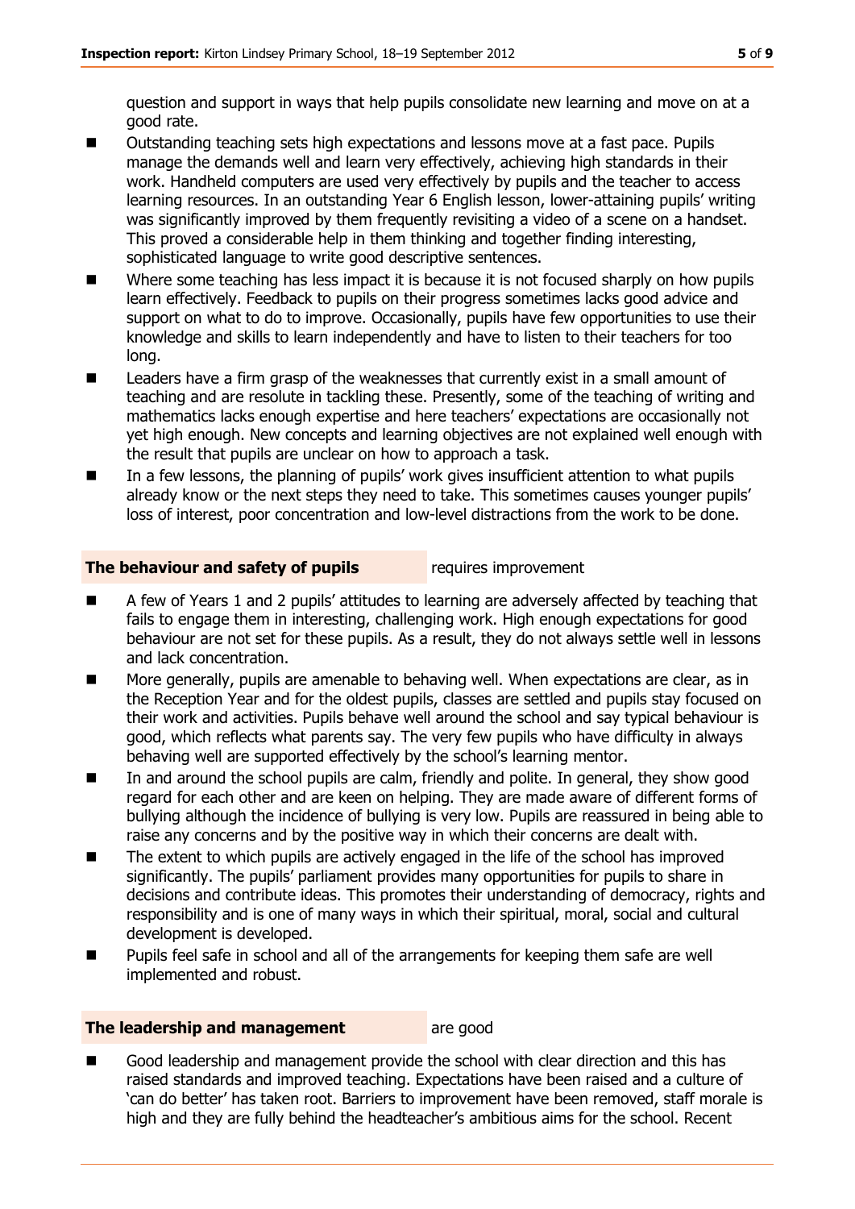question and support in ways that help pupils consolidate new learning and move on at a good rate.

- Outstanding teaching sets high expectations and lessons move at a fast pace. Pupils manage the demands well and learn very effectively, achieving high standards in their work. Handheld computers are used very effectively by pupils and the teacher to access learning resources. In an outstanding Year 6 English lesson, lower-attaining pupils' writing was significantly improved by them frequently revisiting a video of a scene on a handset. This proved a considerable help in them thinking and together finding interesting, sophisticated language to write good descriptive sentences.
- Where some teaching has less impact it is because it is not focused sharply on how pupils learn effectively. Feedback to pupils on their progress sometimes lacks good advice and support on what to do to improve. Occasionally, pupils have few opportunities to use their knowledge and skills to learn independently and have to listen to their teachers for too long.
- Leaders have a firm grasp of the weaknesses that currently exist in a small amount of teaching and are resolute in tackling these. Presently, some of the teaching of writing and mathematics lacks enough expertise and here teachers' expectations are occasionally not yet high enough. New concepts and learning objectives are not explained well enough with the result that pupils are unclear on how to approach a task.
- In a few lessons, the planning of pupils' work gives insufficient attention to what pupils already know or the next steps they need to take. This sometimes causes younger pupils' loss of interest, poor concentration and low-level distractions from the work to be done.

**The behaviour and safety of pupils** requires improvement

- A few of Years 1 and 2 pupils' attitudes to learning are adversely affected by teaching that fails to engage them in interesting, challenging work. High enough expectations for good behaviour are not set for these pupils. As a result, they do not always settle well in lessons and lack concentration.
- More generally, pupils are amenable to behaving well. When expectations are clear, as in the Reception Year and for the oldest pupils, classes are settled and pupils stay focused on their work and activities. Pupils behave well around the school and say typical behaviour is good, which reflects what parents say. The very few pupils who have difficulty in always behaving well are supported effectively by the school's learning mentor.
- In and around the school pupils are calm, friendly and polite. In general, they show good regard for each other and are keen on helping. They are made aware of different forms of bullying although the incidence of bullying is very low. Pupils are reassured in being able to raise any concerns and by the positive way in which their concerns are dealt with.
- The extent to which pupils are actively engaged in the life of the school has improved significantly. The pupils' parliament provides many opportunities for pupils to share in decisions and contribute ideas. This promotes their understanding of democracy, rights and responsibility and is one of many ways in which their spiritual, moral, social and cultural development is developed.
- Pupils feel safe in school and all of the arrangements for keeping them safe are well implemented and robust.

**The leadership and management** are good

- Good leadership and management provide the school with clear direction and this has raised standards and improved teaching. Expectations have been raised and a culture of 'can do better' has taken root. Barriers to improvement have been removed, staff morale is high and they are fully behind the headteacher's ambitious aims for the school. Recent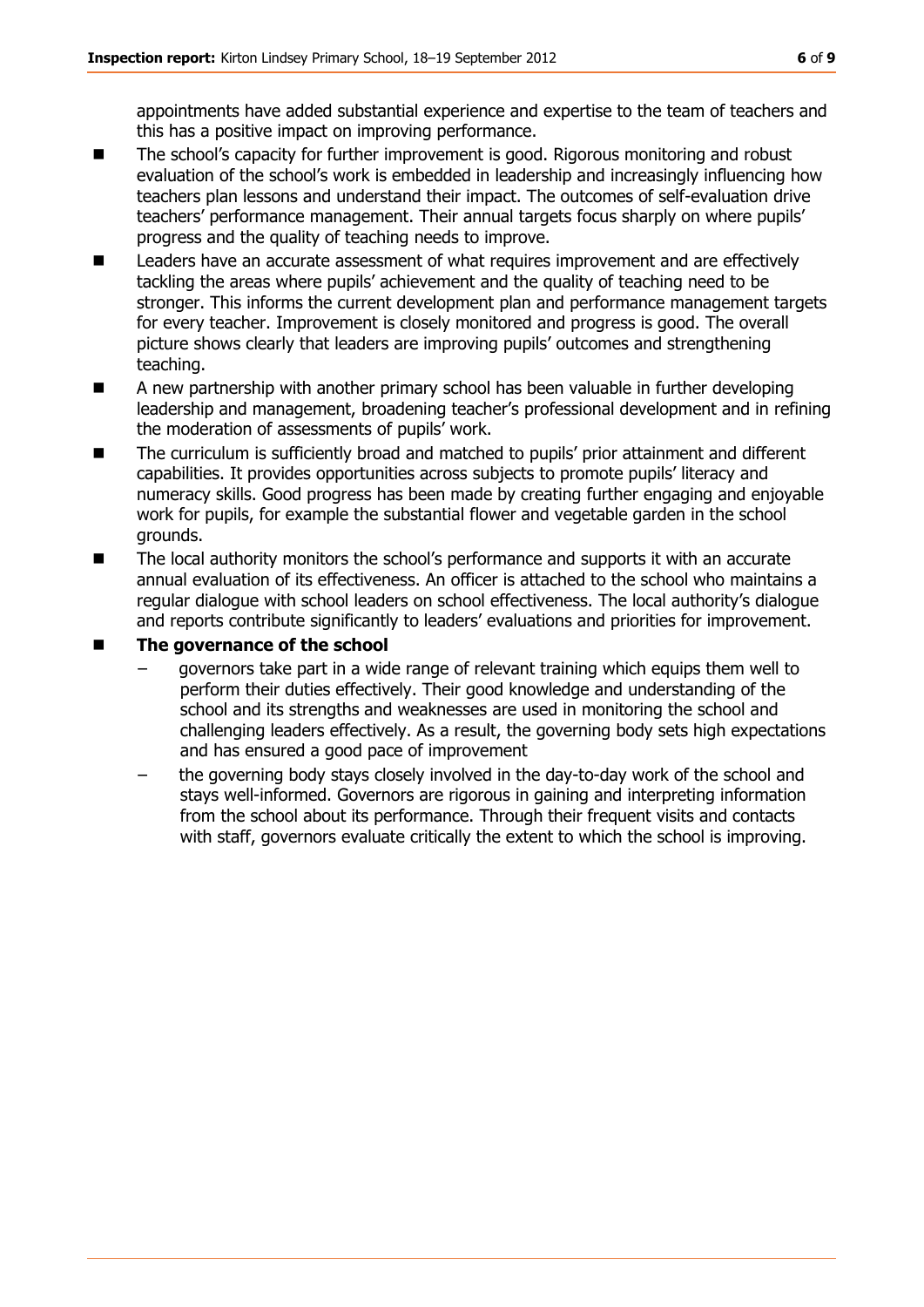appointments have added substantial experience and expertise to the team of teachers and this has a positive impact on improving performance.

- The school's capacity for further improvement is good. Rigorous monitoring and robust evaluation of the school's work is embedded in leadership and increasingly influencing how teachers plan lessons and understand their impact. The outcomes of self-evaluation drive teachers' performance management. Their annual targets focus sharply on where pupils' progress and the quality of teaching needs to improve.
- Leaders have an accurate assessment of what requires improvement and are effectively tackling the areas where pupils' achievement and the quality of teaching need to be stronger. This informs the current development plan and performance management targets for every teacher. Improvement is closely monitored and progress is good. The overall picture shows clearly that leaders are improving pupils' outcomes and strengthening teaching.
- A new partnership with another primary school has been valuable in further developing leadership and management, broadening teacher's professional development and in refining the moderation of assessments of pupils' work.
- The curriculum is sufficiently broad and matched to pupils' prior attainment and different capabilities. It provides opportunities across subjects to promote pupils' literacy and numeracy skills. Good progress has been made by creating further engaging and enjoyable work for pupils, for example the substantial flower and vegetable garden in the school grounds.
- The local authority monitors the school's performance and supports it with an accurate annual evaluation of its effectiveness. An officer is attached to the school who maintains a regular dialogue with school leaders on school effectiveness. The local authority's dialogue and reports contribute significantly to leaders' evaluations and priorities for improvement.
- **The governance of the school**
  - governors take part in a wide range of relevant training which equips them well to perform their duties effectively. Their good knowledge and understanding of the school and its strengths and weaknesses are used in monitoring the school and challenging leaders effectively. As a result, the governing body sets high expectations and has ensured a good pace of improvement
  - the governing body stays closely involved in the day-to-day work of the school and stays well-informed. Governors are rigorous in gaining and interpreting information from the school about its performance. Through their frequent visits and contacts with staff, governors evaluate critically the extent to which the school is improving.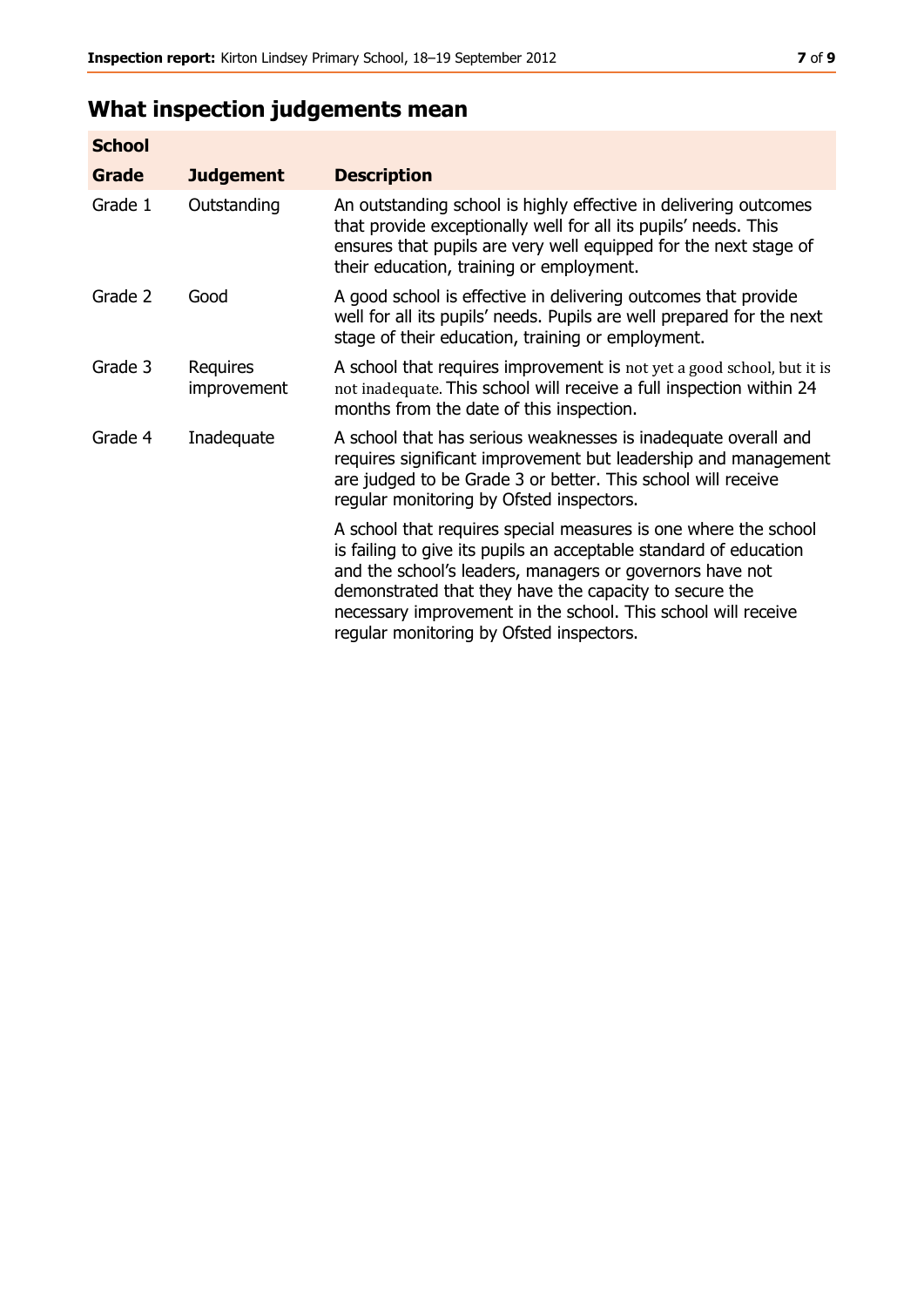## What inspection judgements mean

| School | | |
|---|---|---|
| **Grade** | **Judgement** | **Description** |
| Grade 1 | Outstanding | An outstanding school is highly effective in delivering outcomes that provide exceptionally well for all its pupils' needs. This ensures that pupils are very well equipped for the next stage of their education, training or employment. |
| Grade 2 | Good | A good school is effective in delivering outcomes that provide well for all its pupils' needs. Pupils are well prepared for the next stage of their education, training or employment. |
| Grade 3 | Requires improvement | A school that requires improvement is not yet a good school, but it is not inadequate. This school will receive a full inspection within 24 months from the date of this inspection. |
| Grade 4 | Inadequate | A school that has serious weaknesses is inadequate overall and requires significant improvement but leadership and management are judged to be Grade 3 or better. This school will receive regular monitoring by Ofsted inspectors. |
| | | A school that requires special measures is one where the school is failing to give its pupils an acceptable standard of education and the school's leaders, managers or governors have not demonstrated that they have the capacity to secure the necessary improvement in the school. This school will receive regular monitoring by Ofsted inspectors. |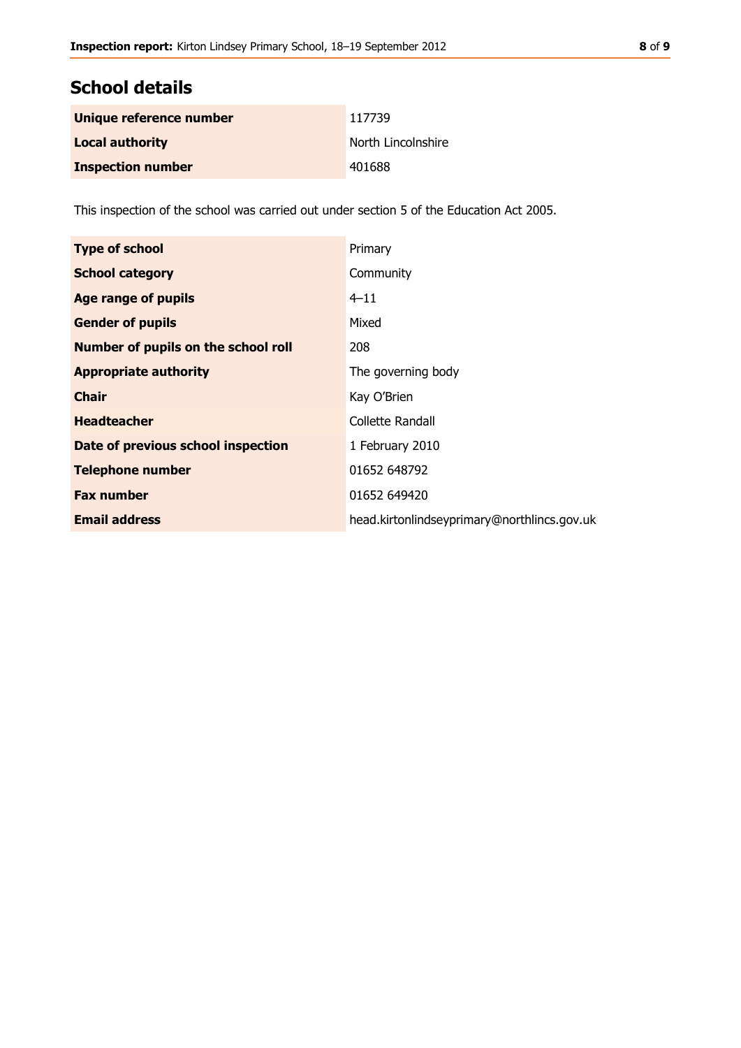## School details

| | |
|---|---|
| **Unique reference number** | 117739 |
| **Local authority** | North Lincolnshire |
| **Inspection number** | 401688 |

This inspection of the school was carried out under section 5 of the Education Act 2005.

| | |
|---|---|
| **Type of school** | Primary |
| **School category** | Community |
| **Age range of pupils** | 4–11 |
| **Gender of pupils** | Mixed |
| **Number of pupils on the school roll** | 208 |
| **Appropriate authority** | The governing body |
| **Chair** | Kay O'Brien |
| **Headteacher** | Collette Randall |
| **Date of previous school inspection** | 1 February 2010 |
| **Telephone number** | 01652 648792 |
| **Fax number** | 01652 649420 |
| **Email address** | head.kirtonlindseyprimary@northlincs.gov.uk |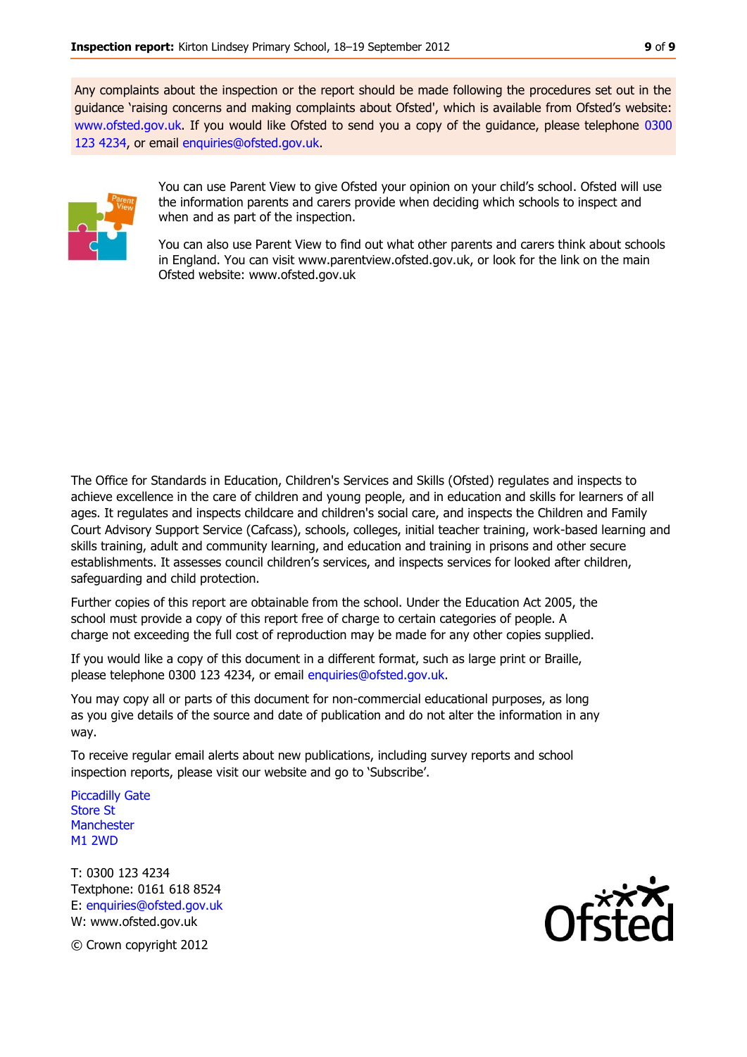Any complaints about the inspection or the report should be made following the procedures set out in the guidance 'raising concerns and making complaints about Ofsted', which is available from Ofsted's website: www.ofsted.gov.uk. If you would like Ofsted to send you a copy of the guidance, please telephone 0300 123 4234, or email enquiries@ofsted.gov.uk.

You can use Parent View to give Ofsted your opinion on your child's school. Ofsted will use the information parents and carers provide when deciding which schools to inspect and when and as part of the inspection.

You can also use Parent View to find out what other parents and carers think about schools in England. You can visit www.parentview.ofsted.gov.uk, or look for the link on the main Ofsted website: www.ofsted.gov.uk

The Office for Standards in Education, Children's Services and Skills (Ofsted) regulates and inspects to achieve excellence in the care of children and young people, and in education and skills for learners of all ages. It regulates and inspects childcare and children's social care, and inspects the Children and Family Court Advisory Support Service (Cafcass), schools, colleges, initial teacher training, work-based learning and skills training, adult and community learning, and education and training in prisons and other secure establishments. It assesses council children's services, and inspects services for looked after children, safeguarding and child protection.

Further copies of this report are obtainable from the school. Under the Education Act 2005, the school must provide a copy of this report free of charge to certain categories of people. A charge not exceeding the full cost of reproduction may be made for any other copies supplied.

If you would like a copy of this document in a different format, such as large print or Braille, please telephone 0300 123 4234, or email enquiries@ofsted.gov.uk.

You may copy all or parts of this document for non-commercial educational purposes, as long as you give details of the source and date of publication and do not alter the information in any way.

To receive regular email alerts about new publications, including survey reports and school inspection reports, please visit our website and go to 'Subscribe'.

Piccadilly Gate
Store St
Manchester
M1 2WD

T: 0300 123 4234
Textphone: 0161 618 8524
E: enquiries@ofsted.gov.uk
W: www.ofsted.gov.uk

© Crown copyright 2012